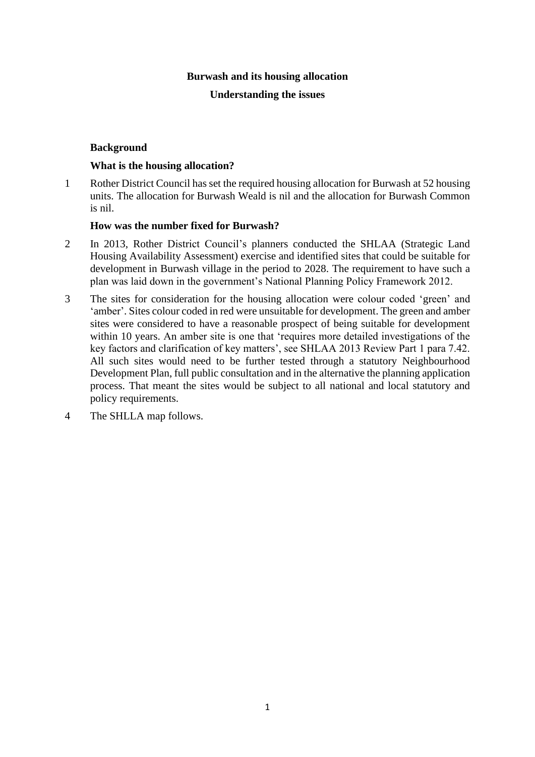# Burwash and its housing allocation

## Understanding the issues

### Background

### What is the housing allocation?

1 Rother District Council has set the required housing allocation for Burwash at 52 housing units. The allocation for Burwash Weald is nil and the allocation for Burwash Common is nil.

### How was the number fixed for Burwash?

2 In 2013, Rother District Council's planners conducted the SHLAA (Strategic Land Housing Availability Assessment) exercise and identified sites that could be suitable for development in Burwash village in the period to 2028. The requirement to have such a plan was laid down in the government's National Planning Policy Framework 2012.

3 The sites for consideration for the housing allocation were colour coded 'green' and 'amber'. Sites colour coded in red were unsuitable for development. The green and amber sites were considered to have a reasonable prospect of being suitable for development within 10 years. An amber site is one that 'requires more detailed investigations of the key factors and clarification of key matters', see SHLAA 2013 Review Part 1 para 7.42. All such sites would need to be further tested through a statutory Neighbourhood Development Plan, full public consultation and in the alternative the planning application process. That meant the sites would be subject to all national and local statutory and policy requirements.

4 The SHLLA map follows.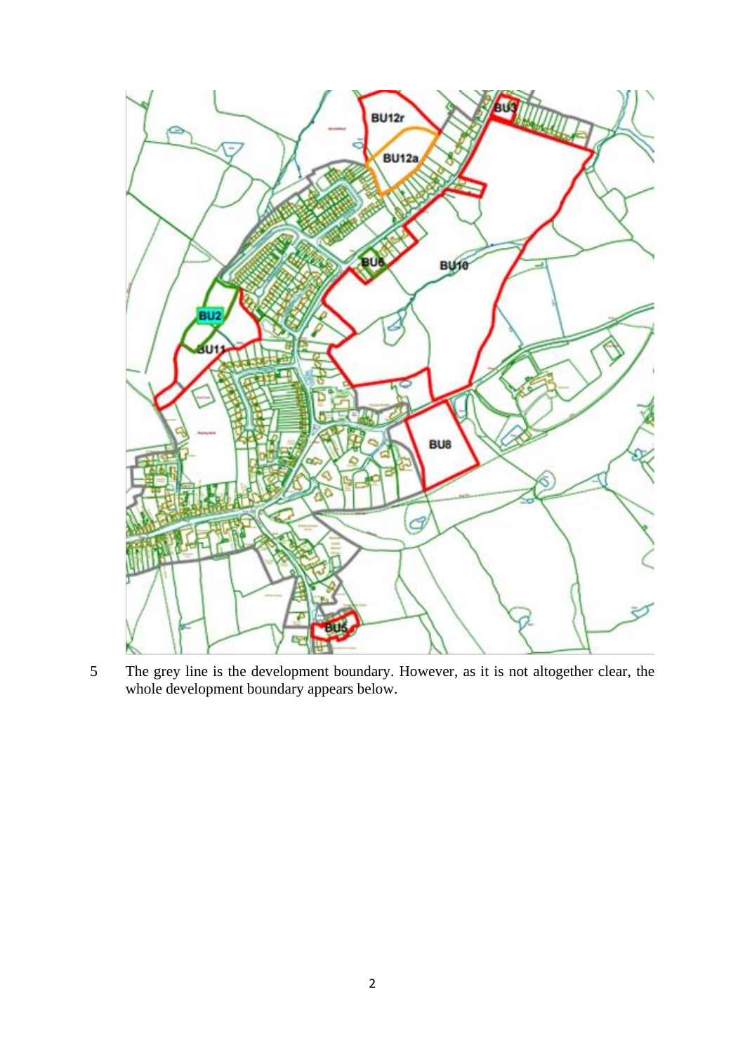5 The grey line is the development boundary. However, as it is not altogether clear, the whole development boundary appears below.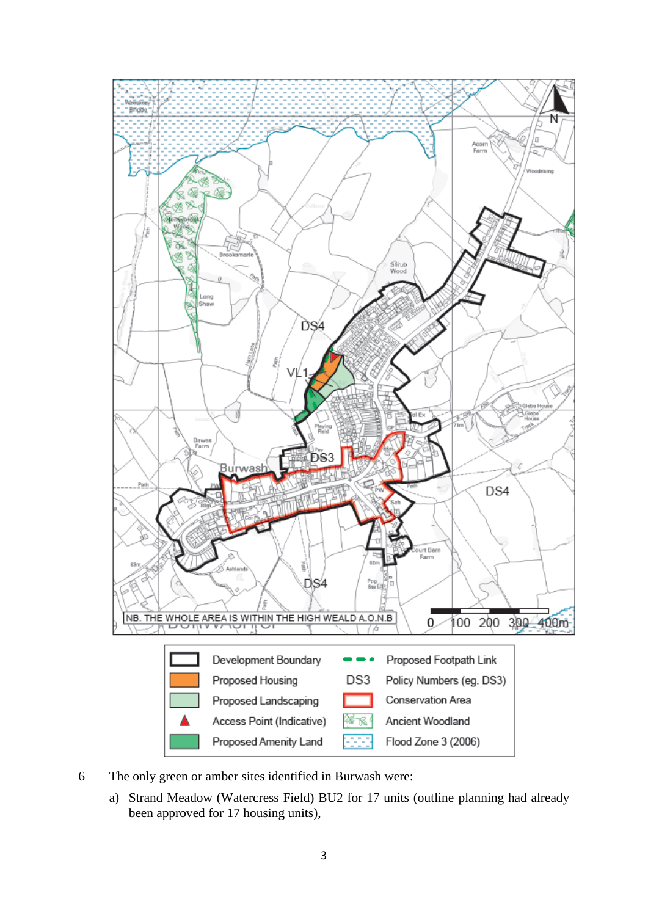NB. THE WHOLE AREA IS WITHIN THE HIGH WEALD A.O.N.B

| | | | |
|---|---|---|---|
| | Development Boundary | | Proposed Footpath Link |
| | Proposed Housing | DS3 | Policy Numbers (eg. DS3) |
| | Proposed Landscaping | | Conservation Area |
| | Access Point (Indicative) | | Ancient Woodland |
| | Proposed Amenity Land | | Flood Zone 3 (2006) |

6 The only green or amber sites identified in Burwash were:

a) Strand Meadow (Watercress Field) BU2 for 17 units (outline planning had already been approved for 17 housing units),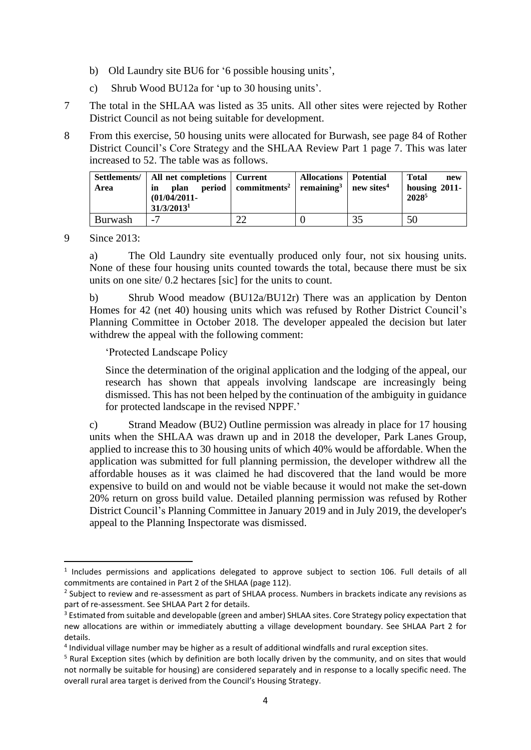b) Old Laundry site BU6 for '6 possible housing units',

c) Shrub Wood BU12a for 'up to 30 housing units'.

7 The total in the SHLAA was listed as 35 units. All other sites were rejected by Rother District Council as not being suitable for development.

8 From this exercise, 50 housing units were allocated for Burwash, see page 84 of Rother District Council's Core Strategy and the SHLAA Review Part 1 page 7. This was later increased to 52. The table was as follows.

| Settlements/ Area | All net completions in plan period (01/04/2011-31/3/2013[1] | Current commitments[2] | Allocations remaining[3] | Potential new sites[4] | Total new housing 2011-2028[5] |
|---|---|---|---|---|---|
| Burwash | -7 | 22 | 0 | 35 | 50 |

9 Since 2013:

a) The Old Laundry site eventually produced only four, not six housing units. None of these four housing units counted towards the total, because there must be six units on one site/ 0.2 hectares [sic] for the units to count.

b) Shrub Wood meadow (BU12a/BU12r) There was an application by Denton Homes for 42 (net 40) housing units which was refused by Rother District Council's Planning Committee in October 2018. The developer appealed the decision but later withdrew the appeal with the following comment:

'Protected Landscape Policy

Since the determination of the original application and the lodging of the appeal, our research has shown that appeals involving landscape are increasingly being dismissed. This has not been helped by the continuation of the ambiguity in guidance for protected landscape in the revised NPPF.'

c) Strand Meadow (BU2) Outline permission was already in place for 17 housing units when the SHLAA was drawn up and in 2018 the developer, Park Lanes Group, applied to increase this to 30 housing units of which 40% would be affordable. When the application was submitted for full planning permission, the developer withdrew all the affordable houses as it was claimed he had discovered that the land would be more expensive to build on and would not be viable because it would not make the set-down 20% return on gross build value. Detailed planning permission was refused by Rother District Council's Planning Committee in January 2019 and in July 2019, the developer's appeal to the Planning Inspectorate was dismissed.

---

[1] Includes permissions and applications delegated to approve subject to section 106. Full details of all commitments are contained in Part 2 of the SHLAA (page 112).

[2] Subject to review and re-assessment as part of SHLAA process. Numbers in brackets indicate any revisions as part of re-assessment. See SHLAA Part 2 for details.

[3] Estimated from suitable and developable (green and amber) SHLAA sites. Core Strategy policy expectation that new allocations are within or immediately abutting a village development boundary. See SHLAA Part 2 for details.

[4] Individual village number may be higher as a result of additional windfalls and rural exception sites.

[5] Rural Exception sites (which by definition are both locally driven by the community, and on sites that would not normally be suitable for housing) are considered separately and in response to a locally specific need. The overall rural area target is derived from the Council's Housing Strategy.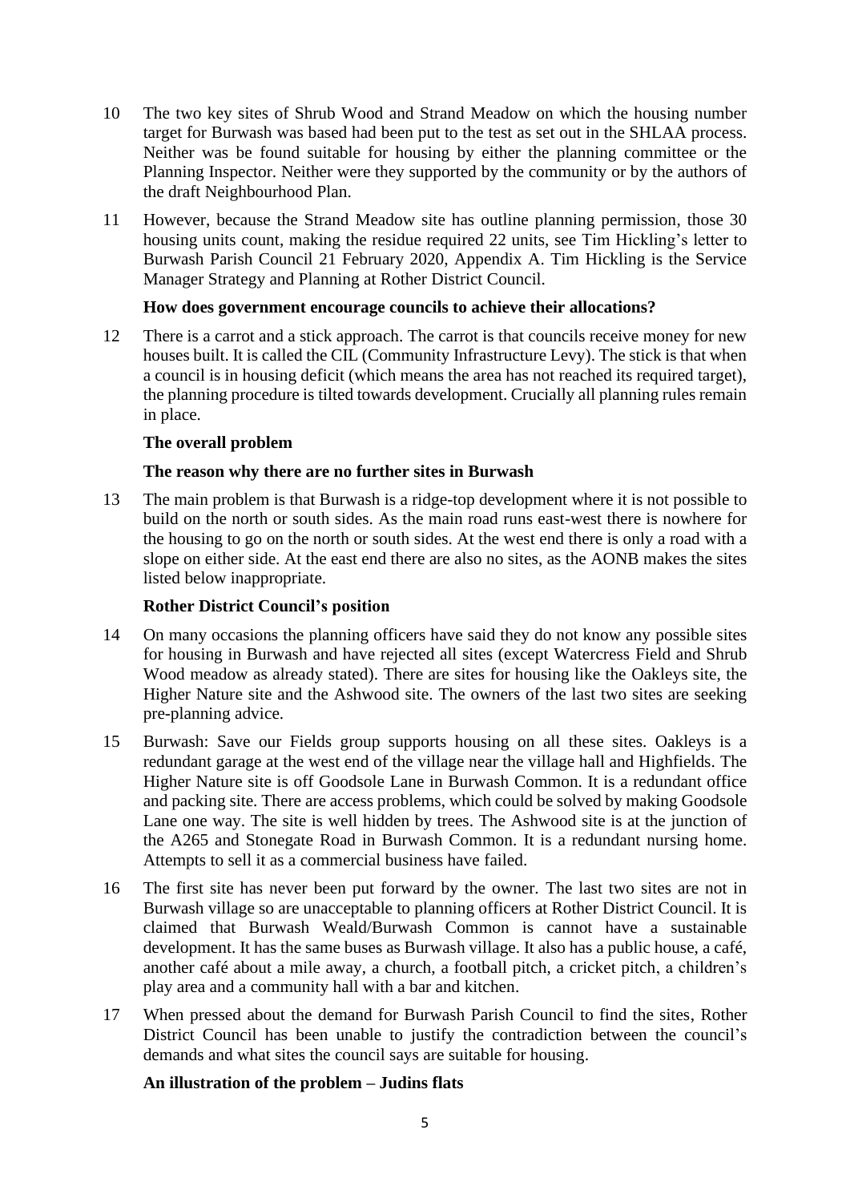10 The two key sites of Shrub Wood and Strand Meadow on which the housing number target for Burwash was based had been put to the test as set out in the SHLAA process. Neither was be found suitable for housing by either the planning committee or the Planning Inspector. Neither were they supported by the community or by the authors of the draft Neighbourhood Plan.

11 However, because the Strand Meadow site has outline planning permission, those 30 housing units count, making the residue required 22 units, see Tim Hickling's letter to Burwash Parish Council 21 February 2020, Appendix A. Tim Hickling is the Service Manager Strategy and Planning at Rother District Council.

**How does government encourage councils to achieve their allocations?**

12 There is a carrot and a stick approach. The carrot is that councils receive money for new houses built. It is called the CIL (Community Infrastructure Levy). The stick is that when a council is in housing deficit (which means the area has not reached its required target), the planning procedure is tilted towards development. Crucially all planning rules remain in place.

**The overall problem**

**The reason why there are no further sites in Burwash**

13 The main problem is that Burwash is a ridge-top development where it is not possible to build on the north or south sides. As the main road runs east-west there is nowhere for the housing to go on the north or south sides. At the west end there is only a road with a slope on either side. At the east end there are also no sites, as the AONB makes the sites listed below inappropriate.

**Rother District Council's position**

14 On many occasions the planning officers have said they do not know any possible sites for housing in Burwash and have rejected all sites (except Watercress Field and Shrub Wood meadow as already stated). There are sites for housing like the Oakleys site, the Higher Nature site and the Ashwood site. The owners of the last two sites are seeking pre-planning advice.

15 Burwash: Save our Fields group supports housing on all these sites. Oakleys is a redundant garage at the west end of the village near the village hall and Highfields. The Higher Nature site is off Goodsole Lane in Burwash Common. It is a redundant office and packing site. There are access problems, which could be solved by making Goodsole Lane one way. The site is well hidden by trees. The Ashwood site is at the junction of the A265 and Stonegate Road in Burwash Common. It is a redundant nursing home. Attempts to sell it as a commercial business have failed.

16 The first site has never been put forward by the owner. The last two sites are not in Burwash village so are unacceptable to planning officers at Rother District Council. It is claimed that Burwash Weald/Burwash Common is cannot have a sustainable development. It has the same buses as Burwash village. It also has a public house, a café, another café about a mile away, a church, a football pitch, a cricket pitch, a children's play area and a community hall with a bar and kitchen.

17 When pressed about the demand for Burwash Parish Council to find the sites, Rother District Council has been unable to justify the contradiction between the council's demands and what sites the council says are suitable for housing.

**An illustration of the problem – Judins flats**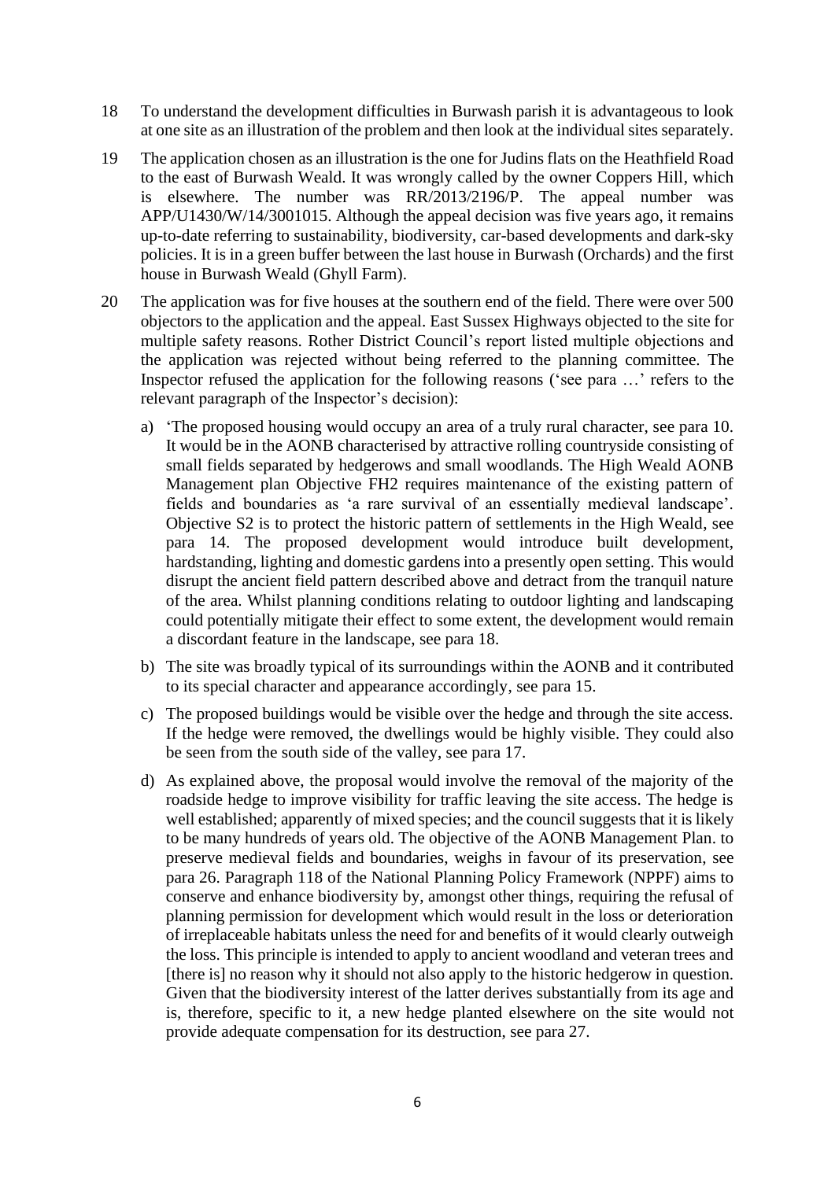18 To understand the development difficulties in Burwash parish it is advantageous to look at one site as an illustration of the problem and then look at the individual sites separately.

19 The application chosen as an illustration is the one for Judins flats on the Heathfield Road to the east of Burwash Weald. It was wrongly called by the owner Coppers Hill, which is elsewhere. The number was RR/2013/2196/P. The appeal number was APP/U1430/W/14/3001015. Although the appeal decision was five years ago, it remains up-to-date referring to sustainability, biodiversity, car-based developments and dark-sky policies. It is in a green buffer between the last house in Burwash (Orchards) and the first house in Burwash Weald (Ghyll Farm).

20 The application was for five houses at the southern end of the field. There were over 500 objectors to the application and the appeal. East Sussex Highways objected to the site for multiple safety reasons. Rother District Council's report listed multiple objections and the application was rejected without being referred to the planning committee. The Inspector refused the application for the following reasons ('see para …' refers to the relevant paragraph of the Inspector's decision):

a) 'The proposed housing would occupy an area of a truly rural character, see para 10. It would be in the AONB characterised by attractive rolling countryside consisting of small fields separated by hedgerows and small woodlands. The High Weald AONB Management plan Objective FH2 requires maintenance of the existing pattern of fields and boundaries as 'a rare survival of an essentially medieval landscape'. Objective S2 is to protect the historic pattern of settlements in the High Weald, see para 14. The proposed development would introduce built development, hardstanding, lighting and domestic gardens into a presently open setting. This would disrupt the ancient field pattern described above and detract from the tranquil nature of the area. Whilst planning conditions relating to outdoor lighting and landscaping could potentially mitigate their effect to some extent, the development would remain a discordant feature in the landscape, see para 18.

b) The site was broadly typical of its surroundings within the AONB and it contributed to its special character and appearance accordingly, see para 15.

c) The proposed buildings would be visible over the hedge and through the site access. If the hedge were removed, the dwellings would be highly visible. They could also be seen from the south side of the valley, see para 17.

d) As explained above, the proposal would involve the removal of the majority of the roadside hedge to improve visibility for traffic leaving the site access. The hedge is well established; apparently of mixed species; and the council suggests that it is likely to be many hundreds of years old. The objective of the AONB Management Plan. to preserve medieval fields and boundaries, weighs in favour of its preservation, see para 26. Paragraph 118 of the National Planning Policy Framework (NPPF) aims to conserve and enhance biodiversity by, amongst other things, requiring the refusal of planning permission for development which would result in the loss or deterioration of irreplaceable habitats unless the need for and benefits of it would clearly outweigh the loss. This principle is intended to apply to ancient woodland and veteran trees and [there is] no reason why it should not also apply to the historic hedgerow in question. Given that the biodiversity interest of the latter derives substantially from its age and is, therefore, specific to it, a new hedge planted elsewhere on the site would not provide adequate compensation for its destruction, see para 27.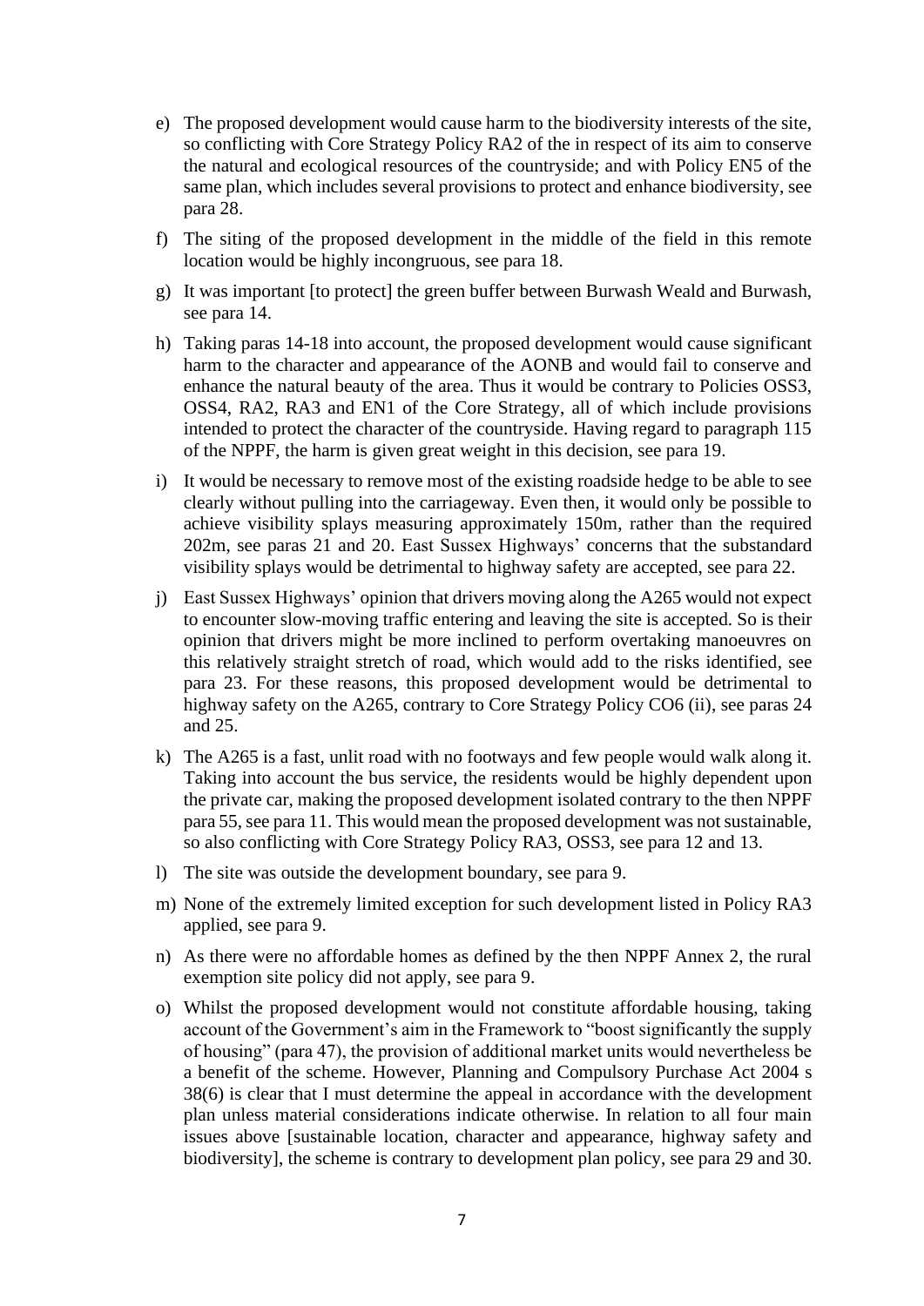e) The proposed development would cause harm to the biodiversity interests of the site, so conflicting with Core Strategy Policy RA2 of the in respect of its aim to conserve the natural and ecological resources of the countryside; and with Policy EN5 of the same plan, which includes several provisions to protect and enhance biodiversity, see para 28.

f) The siting of the proposed development in the middle of the field in this remote location would be highly incongruous, see para 18.

g) It was important [to protect] the green buffer between Burwash Weald and Burwash, see para 14.

h) Taking paras 14-18 into account, the proposed development would cause significant harm to the character and appearance of the AONB and would fail to conserve and enhance the natural beauty of the area. Thus it would be contrary to Policies OSS3, OSS4, RA2, RA3 and EN1 of the Core Strategy, all of which include provisions intended to protect the character of the countryside. Having regard to paragraph 115 of the NPPF, the harm is given great weight in this decision, see para 19.

i) It would be necessary to remove most of the existing roadside hedge to be able to see clearly without pulling into the carriageway. Even then, it would only be possible to achieve visibility splays measuring approximately 150m, rather than the required 202m, see paras 21 and 20. East Sussex Highways' concerns that the substandard visibility splays would be detrimental to highway safety are accepted, see para 22.

j) East Sussex Highways' opinion that drivers moving along the A265 would not expect to encounter slow-moving traffic entering and leaving the site is accepted. So is their opinion that drivers might be more inclined to perform overtaking manoeuvres on this relatively straight stretch of road, which would add to the risks identified, see para 23. For these reasons, this proposed development would be detrimental to highway safety on the A265, contrary to Core Strategy Policy CO6 (ii), see paras 24 and 25.

k) The A265 is a fast, unlit road with no footways and few people would walk along it. Taking into account the bus service, the residents would be highly dependent upon the private car, making the proposed development isolated contrary to the then NPPF para 55, see para 11. This would mean the proposed development was not sustainable, so also conflicting with Core Strategy Policy RA3, OSS3, see para 12 and 13.

l) The site was outside the development boundary, see para 9.

m) None of the extremely limited exception for such development listed in Policy RA3 applied, see para 9.

n) As there were no affordable homes as defined by the then NPPF Annex 2, the rural exemption site policy did not apply, see para 9.

o) Whilst the proposed development would not constitute affordable housing, taking account of the Government's aim in the Framework to "boost significantly the supply of housing" (para 47), the provision of additional market units would nevertheless be a benefit of the scheme. However, Planning and Compulsory Purchase Act 2004 s 38(6) is clear that I must determine the appeal in accordance with the development plan unless material considerations indicate otherwise. In relation to all four main issues above [sustainable location, character and appearance, highway safety and biodiversity], the scheme is contrary to development plan policy, see para 29 and 30.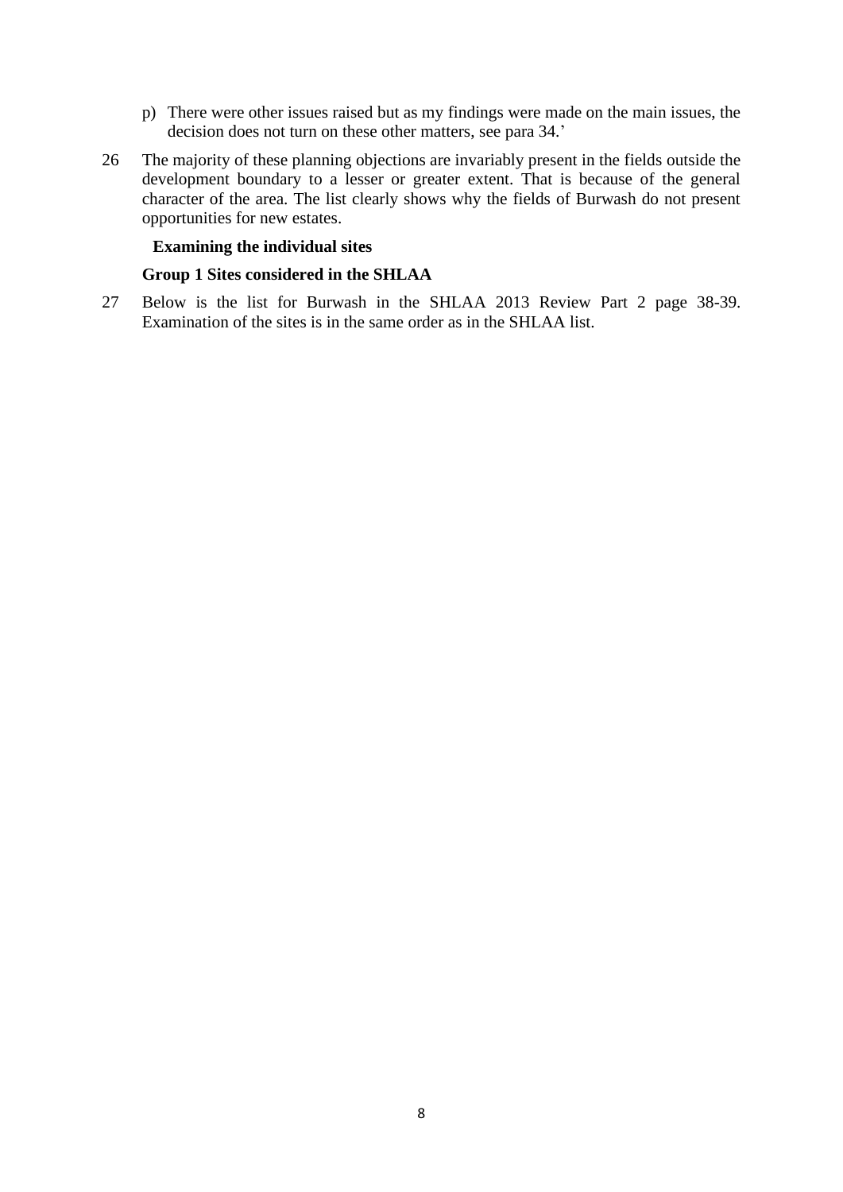p) There were other issues raised but as my findings were made on the main issues, the decision does not turn on these other matters, see para 34.'

26 The majority of these planning objections are invariably present in the fields outside the development boundary to a lesser or greater extent. That is because of the general character of the area. The list clearly shows why the fields of Burwash do not present opportunities for new estates.

**Examining the individual sites**

**Group 1 Sites considered in the SHLAA**

27 Below is the list for Burwash in the SHLAA 2013 Review Part 2 page 38-39. Examination of the sites is in the same order as in the SHLAA list.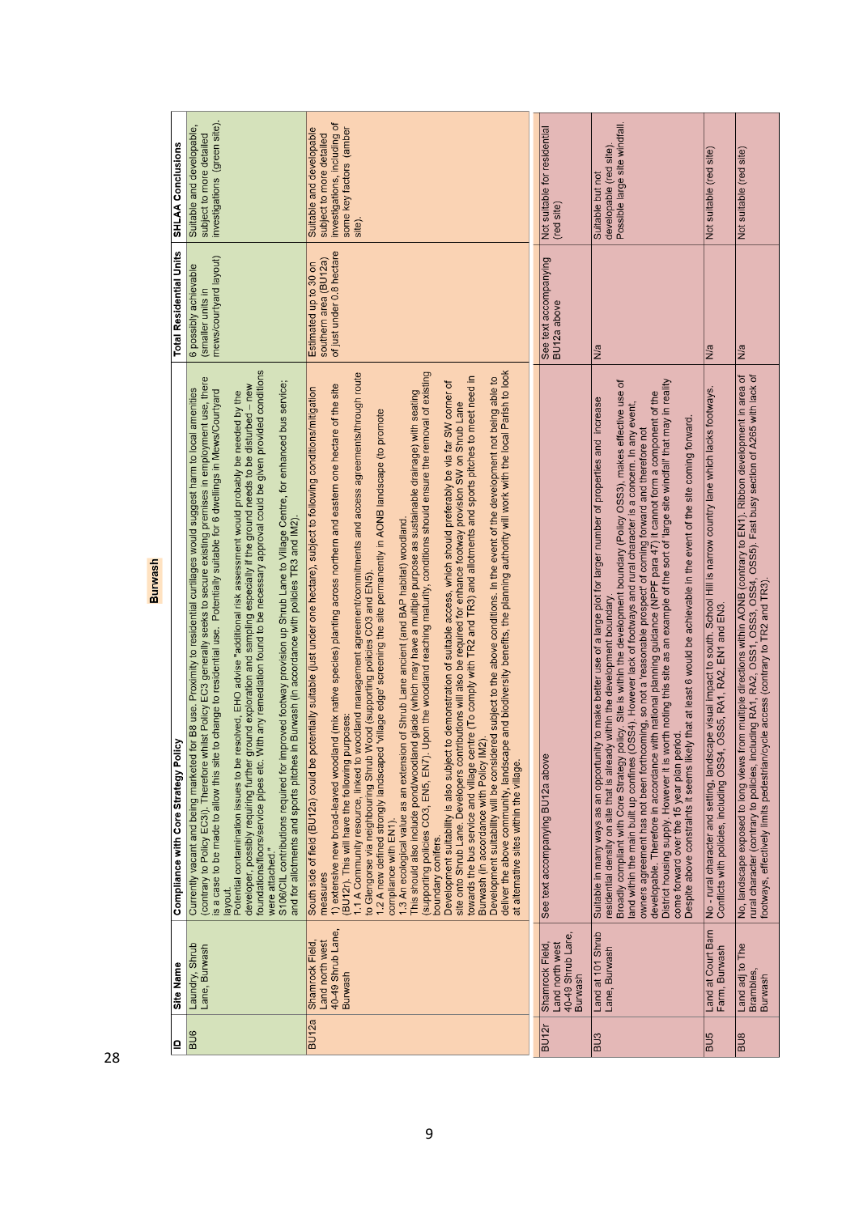## Burwash

| ID | Site Name | Compliance with Core Strategy Policy | Total Residential Units | SHLAA Conclusions |
|---|---|---|---|---|
| BU6 | Laundry, Shrub Lane, Burwash | Currently vacant and being marketed for B8 use. Proximity to residential curtilages would suggest harm to local amenities (contrary to Policy EC3). Therefore whilst Policy EC3 generally seeks to secure existing premises in employment use, there is a case to be made to allow this site to change to residential use. Potentially suitable for 6 dwellings in Mews/Courtyard layout.<br>Potential contamination issues to be resolved, EHO advise "additional risk assessment would probably be needed by the developer, possibly requiring further ground exploration and sampling especially if the ground needs to be disturbed – new foundations/floors/service pipes etc. With any remediation found to be necessary approval could be given provided conditions were attached."<br>S106/CIL contributions required for improved footway provision up Shrub Lane to Village Centre, for enhanced bus service; and for allotments and sports pitches in Burwash (in accordance with policies TR3 and IM2). | 6 possibly achievable (smaller units in mews/courtyard layout) | Suitable and developable, subject to more detailed investigations (green site). |
| BU12a | Shamrock Field, Land north west 40-49 Shrub Lane, Burwash | South side of field (BU12a) could be potentially suitable (just under one hectare), subject to following conditions/mitigation measures<br>1) extensive new broad-leaved woodland (mix native species) planting across northern and eastern one hectare of the site (BU12r). This will have the following purposes:<br>1.1 A Community resource, linked to woodland management agreement/commitments and access agreements/through route to Glengorse via neighbouring Shrub Wood (supporting policies CO3 and EN5).<br>1.2 A new defined strongly landscaped 'village edge' screening the site permanently in AONB landscape (to promote compliance with EN1).<br>1.3 An ecological value as an extension of Shrub Lane ancient (and BAP habitat) woodland.<br>This should also include pond/woodland glade (which may have a multiple purpose as sustainable drainage) with seating (supporting policies CO3, EN5, EN7). Upon the woodland reaching maturity, conditions should ensure the removal of existing boundary conifers.<br>Development suitability is also subject to demonstration of suitable access, which should preferably be via far SW corner of site onto Shrub Lane. Developers contributions will also be required for enhance footway provision SW on Shrub Lane towards the bus service and village centre (To comply with TR2 and TR3) and allotments and sports pitches to meet need in Burwash (in accordance with Policy IM2).<br>Development suitability will be considered subject to the above conditions. In the event of the development not being able to deliver the above community, landscape and biodiversity benefits, the planning authority will work with the local Parish to look at alternative sites within the village. | Estimated up to 30 on southern area (BU12a) of just under 0.8 hectare | Suitable and developable subject to more detailed investigations, including of some key factors (amber site). |
| BU12r | Shamrock Field, Land north west 40-49 Shrub Lane, Burwash | See text accompanying BU12a above | See text accompanying BU12a above | Not suitable for residential (red site) |
| BU3 | Land at 101 Shrub Lane, Burwash | Suitable in many ways as an opportunity to make better use of a large plot for larger number of properties and increase residential density on site that is already within the development boundary.<br>Broadly compliant with Core Strategy policy. Site is within the development boundary (Policy OSS3), makes effective use of land within the main built up confines (OSS4). However lack of footways and rural character is a concern. In any event, owners agreement has not been forthcoming, so not a 'reasonable prospect' of coming forward and therefore not developable. Therefore in accordance with national planning guidance (NPPF para 47) it cannot form a component of the District housing supply. However it is worth noting this site as an example of the sort of 'large site windfall' that may in reality come forward over the 15 year plan period.<br>Despite above constraints it seems likely that at least 6 would be achievable in the event of the site coming forward. | N/a | Suitable but not developable (red site). Possible large site windfall. |
| BU5 | Land at Court Barn Farm, Burwash | No - rural character and setting, landscape visual impact to south. School Hill is narrow country lane which lacks footways. Conflicts with policies, including OSS4, OSS5, RA1, RA2, EN1 and EN3. | N/a | Not suitable (red site) |
| BU8 | Land adj to The Brambles, Burwash | No, landscape exposed to long views from multiple directions within AONB (contrary to EN1). Ribbon development in area of rural character (contrary to policies, including RA1, RA2, OSS1, OSS3, OSS4, OSS5). Fast busy section of A265 with lack of footways, effectively limits pedestrian/cycle access (contrary to TR2 and TR3). | N/a | Not suitable (red site) |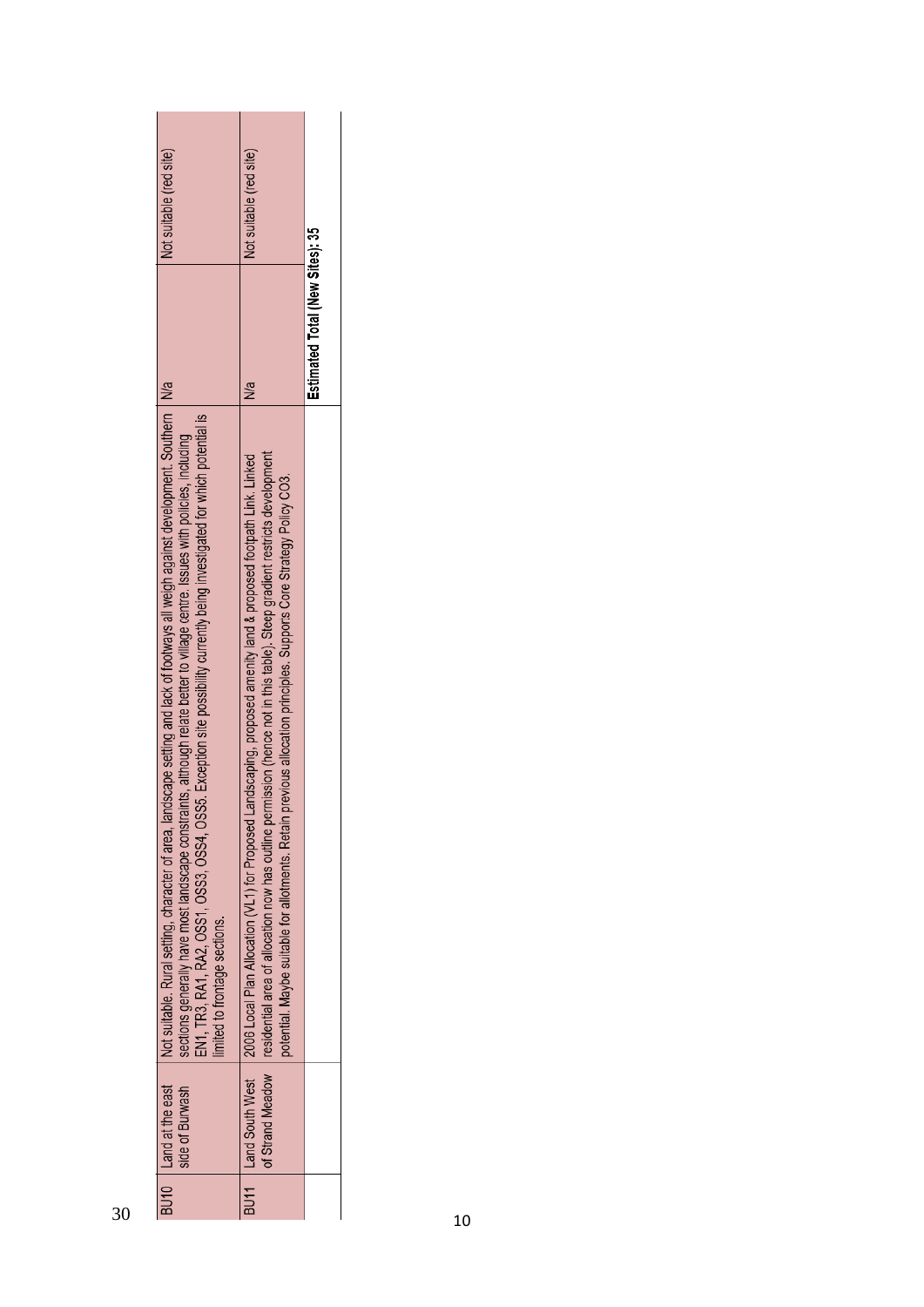| BU10 | Land at the east side of Burwash | Not suitable. Rural setting, character of area, landscape setting and lack of footways all weigh against development. Southern sections generally have most landscape constraints, although relate better to village centre. Issues with policies, including EN1, TR3, RA1, RA2, OSS1, OSS3, OSS4, OSS5. Exception site possibility currently being investigated for which potential is limited to frontage sections. | N/a | Not suitable (red site) |
|---|---|---|---|---|
| BU11 | Land South West of Strand Meadow | 2006 Local Plan Allocation (VL1) for Proposed Landscaping, proposed amenity land & proposed footpath Link. Linked residential area of allocation now has outline permission (hence not in this table). Steep gradient restricts development potential. Maybe suitable for allotments. Retain previous allocation principles. Supports Core Strategy Policy CO3. | N/a | Not suitable (red site) |
| | | | **Estimated Total (New Sites): 35** | |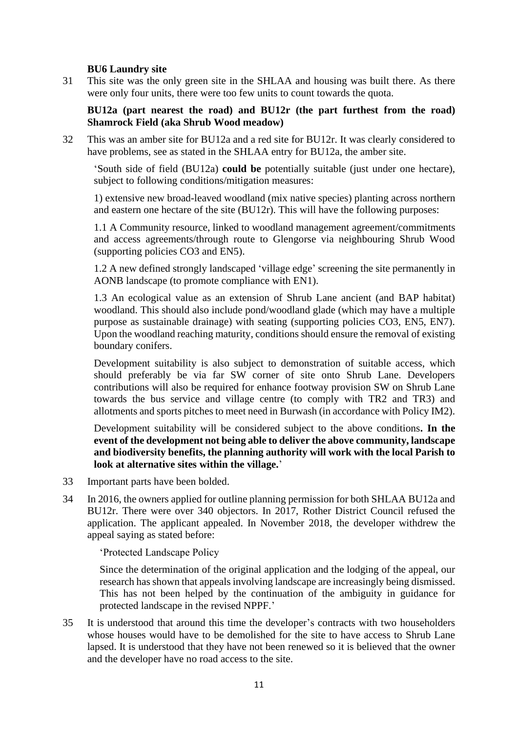**BU6 Laundry site**

31 This site was the only green site in the SHLAA and housing was built there. As there were only four units, there were too few units to count towards the quota.

**BU12a (part nearest the road) and BU12r (the part furthest from the road) Shamrock Field (aka Shrub Wood meadow)**

32 This was an amber site for BU12a and a red site for BU12r. It was clearly considered to have problems, see as stated in the SHLAA entry for BU12a, the amber site.

> 'South side of field (BU12a) **could be** potentially suitable (just under one hectare), subject to following conditions/mitigation measures:
>
> 1) extensive new broad-leaved woodland (mix native species) planting across northern and eastern one hectare of the site (BU12r). This will have the following purposes:
>
> 1.1 A Community resource, linked to woodland management agreement/commitments and access agreements/through route to Glengorse via neighbouring Shrub Wood (supporting policies CO3 and EN5).
>
> 1.2 A new defined strongly landscaped 'village edge' screening the site permanently in AONB landscape (to promote compliance with EN1).
>
> 1.3 An ecological value as an extension of Shrub Lane ancient (and BAP habitat) woodland. This should also include pond/woodland glade (which may have a multiple purpose as sustainable drainage) with seating (supporting policies CO3, EN5, EN7). Upon the woodland reaching maturity, conditions should ensure the removal of existing boundary conifers.
>
> Development suitability is also subject to demonstration of suitable access, which should preferably be via far SW corner of site onto Shrub Lane. Developers contributions will also be required for enhance footway provision SW on Shrub Lane towards the bus service and village centre (to comply with TR2 and TR3) and allotments and sports pitches to meet need in Burwash (in accordance with Policy IM2).
>
> Development suitability will be considered subject to the above conditions**. In the event of the development not being able to deliver the above community, landscape and biodiversity benefits, the planning authority will work with the local Parish to look at alternative sites within the village.**'

33 Important parts have been bolded.

34 In 2016, the owners applied for outline planning permission for both SHLAA BU12a and BU12r. There were over 340 objectors. In 2017, Rother District Council refused the application. The applicant appealed. In November 2018, the developer withdrew the appeal saying as stated before:

> 'Protected Landscape Policy
>
> Since the determination of the original application and the lodging of the appeal, our research has shown that appeals involving landscape are increasingly being dismissed. This has not been helped by the continuation of the ambiguity in guidance for protected landscape in the revised NPPF.'

35 It is understood that around this time the developer's contracts with two householders whose houses would have to be demolished for the site to have access to Shrub Lane lapsed. It is understood that they have not been renewed so it is believed that the owner and the developer have no road access to the site.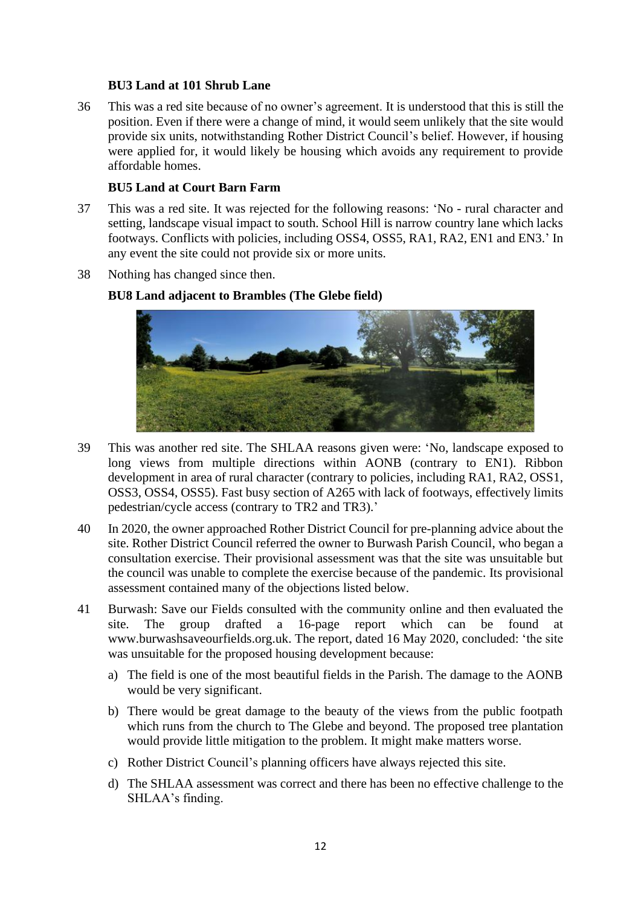**BU3 Land at 101 Shrub Lane**

36 This was a red site because of no owner's agreement. It is understood that this is still the position. Even if there were a change of mind, it would seem unlikely that the site would provide six units, notwithstanding Rother District Council's belief. However, if housing were applied for, it would likely be housing which avoids any requirement to provide affordable homes.

**BU5 Land at Court Barn Farm**

37 This was a red site. It was rejected for the following reasons: 'No - rural character and setting, landscape visual impact to south. School Hill is narrow country lane which lacks footways. Conflicts with policies, including OSS4, OSS5, RA1, RA2, EN1 and EN3.' In any event the site could not provide six or more units.

38 Nothing has changed since then.

**BU8 Land adjacent to Brambles (The Glebe field)**

39 This was another red site. The SHLAA reasons given were: 'No, landscape exposed to long views from multiple directions within AONB (contrary to EN1). Ribbon development in area of rural character (contrary to policies, including RA1, RA2, OSS1, OSS3, OSS4, OSS5). Fast busy section of A265 with lack of footways, effectively limits pedestrian/cycle access (contrary to TR2 and TR3).'

40 In 2020, the owner approached Rother District Council for pre-planning advice about the site. Rother District Council referred the owner to Burwash Parish Council, who began a consultation exercise. Their provisional assessment was that the site was unsuitable but the council was unable to complete the exercise because of the pandemic. Its provisional assessment contained many of the objections listed below.

41 Burwash: Save our Fields consulted with the community online and then evaluated the site. The group drafted a 16-page report which can be found at www.burwashsaveourfields.org.uk. The report, dated 16 May 2020, concluded: 'the site was unsuitable for the proposed housing development because:

a) The field is one of the most beautiful fields in the Parish. The damage to the AONB would be very significant.

b) There would be great damage to the beauty of the views from the public footpath which runs from the church to The Glebe and beyond. The proposed tree plantation would provide little mitigation to the problem. It might make matters worse.

c) Rother District Council's planning officers have always rejected this site.

d) The SHLAA assessment was correct and there has been no effective challenge to the SHLAA's finding.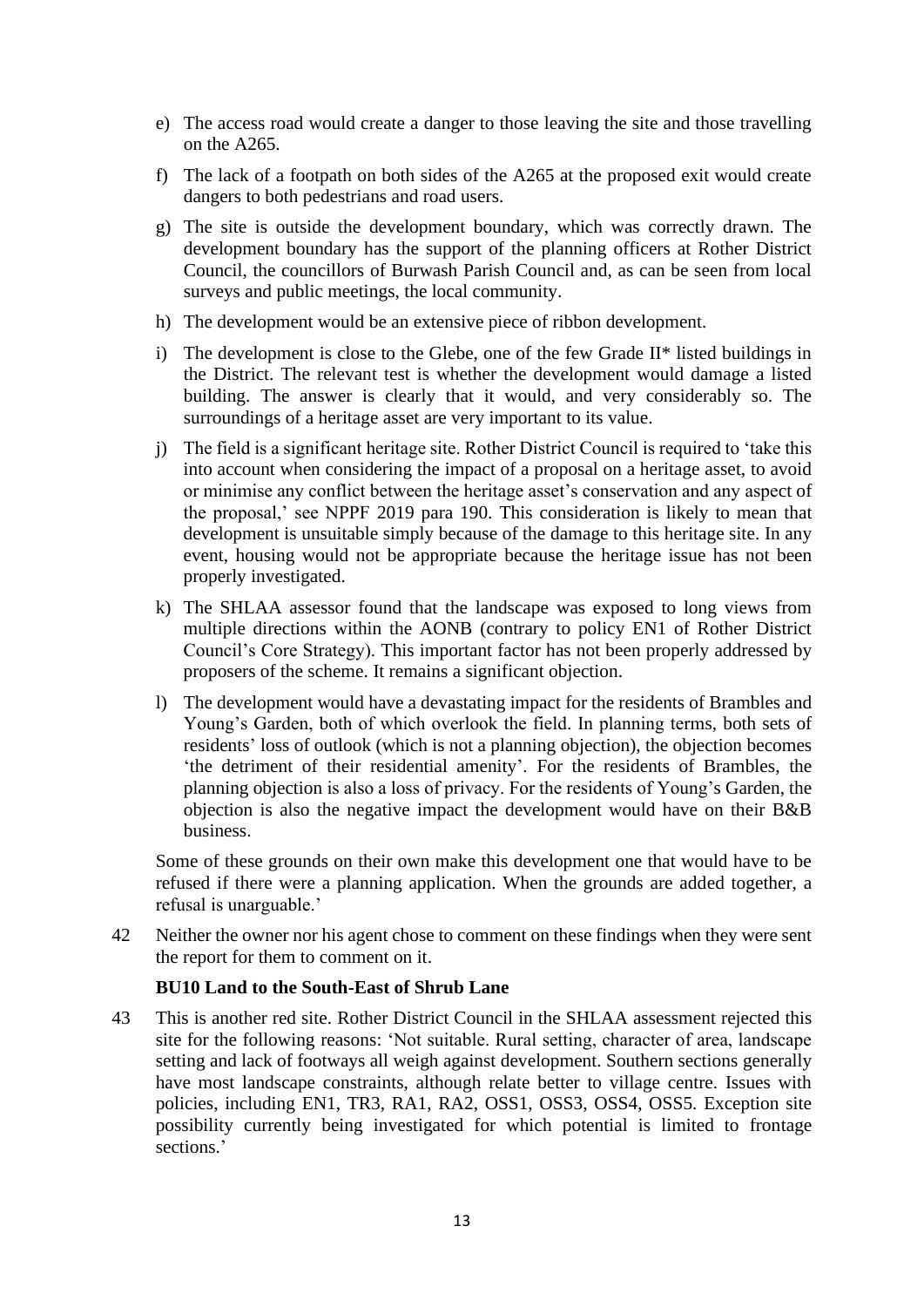e) The access road would create a danger to those leaving the site and those travelling on the A265.

f) The lack of a footpath on both sides of the A265 at the proposed exit would create dangers to both pedestrians and road users.

g) The site is outside the development boundary, which was correctly drawn. The development boundary has the support of the planning officers at Rother District Council, the councillors of Burwash Parish Council and, as can be seen from local surveys and public meetings, the local community.

h) The development would be an extensive piece of ribbon development.

i) The development is close to the Glebe, one of the few Grade II* listed buildings in the District. The relevant test is whether the development would damage a listed building. The answer is clearly that it would, and very considerably so. The surroundings of a heritage asset are very important to its value.

j) The field is a significant heritage site. Rother District Council is required to 'take this into account when considering the impact of a proposal on a heritage asset, to avoid or minimise any conflict between the heritage asset's conservation and any aspect of the proposal,' see NPPF 2019 para 190. This consideration is likely to mean that development is unsuitable simply because of the damage to this heritage site. In any event, housing would not be appropriate because the heritage issue has not been properly investigated.

k) The SHLAA assessor found that the landscape was exposed to long views from multiple directions within the AONB (contrary to policy EN1 of Rother District Council's Core Strategy). This important factor has not been properly addressed by proposers of the scheme. It remains a significant objection.

l) The development would have a devastating impact for the residents of Brambles and Young's Garden, both of which overlook the field. In planning terms, both sets of residents' loss of outlook (which is not a planning objection), the objection becomes 'the detriment of their residential amenity'. For the residents of Brambles, the planning objection is also a loss of privacy. For the residents of Young's Garden, the objection is also the negative impact the development would have on their B&B business.

Some of these grounds on their own make this development one that would have to be refused if there were a planning application. When the grounds are added together, a refusal is unarguable.'

42 Neither the owner nor his agent chose to comment on these findings when they were sent the report for them to comment on it.

**BU10 Land to the South-East of Shrub Lane**

43 This is another red site. Rother District Council in the SHLAA assessment rejected this site for the following reasons: 'Not suitable. Rural setting, character of area, landscape setting and lack of footways all weigh against development. Southern sections generally have most landscape constraints, although relate better to village centre. Issues with policies, including EN1, TR3, RA1, RA2, OSS1, OSS3, OSS4, OSS5. Exception site possibility currently being investigated for which potential is limited to frontage sections.'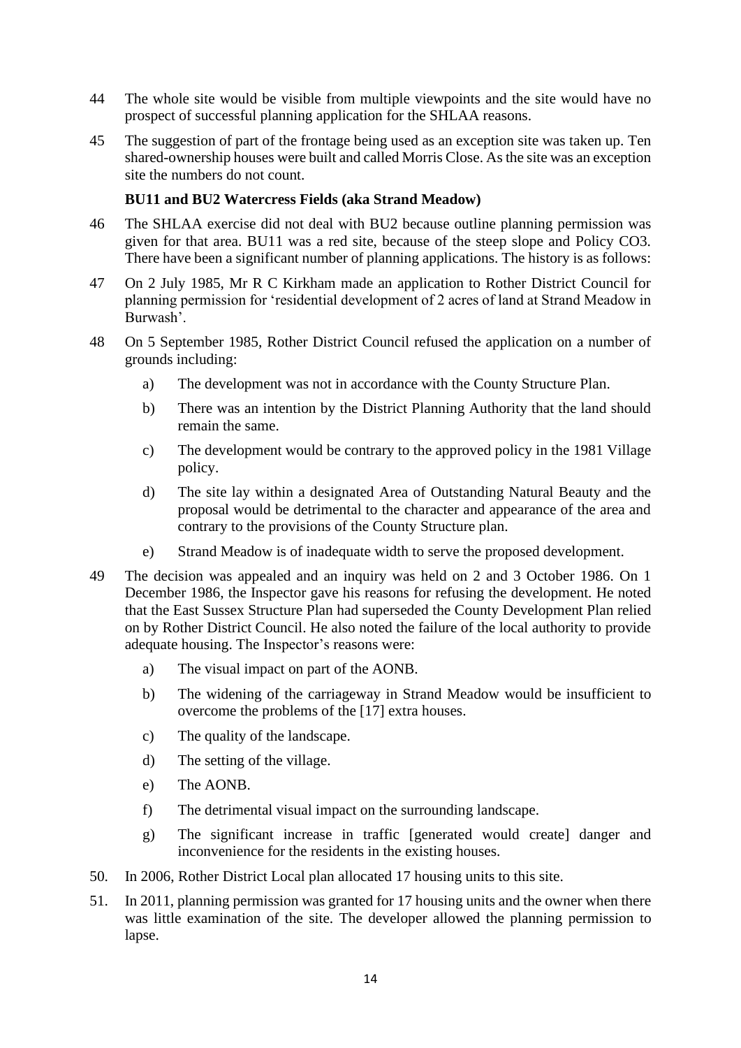44 The whole site would be visible from multiple viewpoints and the site would have no prospect of successful planning application for the SHLAA reasons.

45 The suggestion of part of the frontage being used as an exception site was taken up. Ten shared-ownership houses were built and called Morris Close. As the site was an exception site the numbers do not count.

**BU11 and BU2 Watercress Fields (aka Strand Meadow)**

46 The SHLAA exercise did not deal with BU2 because outline planning permission was given for that area. BU11 was a red site, because of the steep slope and Policy CO3. There have been a significant number of planning applications. The history is as follows:

47 On 2 July 1985, Mr R C Kirkham made an application to Rother District Council for planning permission for 'residential development of 2 acres of land at Strand Meadow in Burwash'.

48 On 5 September 1985, Rother District Council refused the application on a number of grounds including:

a) The development was not in accordance with the County Structure Plan.

b) There was an intention by the District Planning Authority that the land should remain the same.

c) The development would be contrary to the approved policy in the 1981 Village policy.

d) The site lay within a designated Area of Outstanding Natural Beauty and the proposal would be detrimental to the character and appearance of the area and contrary to the provisions of the County Structure plan.

e) Strand Meadow is of inadequate width to serve the proposed development.

49 The decision was appealed and an inquiry was held on 2 and 3 October 1986. On 1 December 1986, the Inspector gave his reasons for refusing the development. He noted that the East Sussex Structure Plan had superseded the County Development Plan relied on by Rother District Council. He also noted the failure of the local authority to provide adequate housing. The Inspector's reasons were:

a) The visual impact on part of the AONB.

b) The widening of the carriageway in Strand Meadow would be insufficient to overcome the problems of the [17] extra houses.

c) The quality of the landscape.

d) The setting of the village.

e) The AONB.

f) The detrimental visual impact on the surrounding landscape.

g) The significant increase in traffic [generated would create] danger and inconvenience for the residents in the existing houses.

50. In 2006, Rother District Local plan allocated 17 housing units to this site.

51. In 2011, planning permission was granted for 17 housing units and the owner when there was little examination of the site. The developer allowed the planning permission to lapse.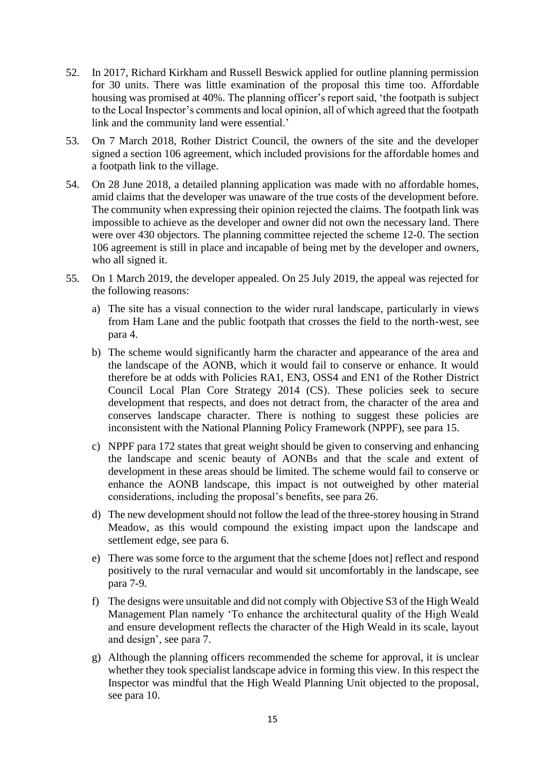52. In 2017, Richard Kirkham and Russell Beswick applied for outline planning permission for 30 units. There was little examination of the proposal this time too. Affordable housing was promised at 40%. The planning officer's report said, 'the footpath is subject to the Local Inspector's comments and local opinion, all of which agreed that the footpath link and the community land were essential.'

53. On 7 March 2018, Rother District Council, the owners of the site and the developer signed a section 106 agreement, which included provisions for the affordable homes and a footpath link to the village.

54. On 28 June 2018, a detailed planning application was made with no affordable homes, amid claims that the developer was unaware of the true costs of the development before. The community when expressing their opinion rejected the claims. The footpath link was impossible to achieve as the developer and owner did not own the necessary land. There were over 430 objectors. The planning committee rejected the scheme 12-0. The section 106 agreement is still in place and incapable of being met by the developer and owners, who all signed it.

55. On 1 March 2019, the developer appealed. On 25 July 2019, the appeal was rejected for the following reasons:

    a) The site has a visual connection to the wider rural landscape, particularly in views from Ham Lane and the public footpath that crosses the field to the north-west, see para 4.

    b) The scheme would significantly harm the character and appearance of the area and the landscape of the AONB, which it would fail to conserve or enhance. It would therefore be at odds with Policies RA1, EN3, OSS4 and EN1 of the Rother District Council Local Plan Core Strategy 2014 (CS). These policies seek to secure development that respects, and does not detract from, the character of the area and conserves landscape character. There is nothing to suggest these policies are inconsistent with the National Planning Policy Framework (NPPF), see para 15.

    c) NPPF para 172 states that great weight should be given to conserving and enhancing the landscape and scenic beauty of AONBs and that the scale and extent of development in these areas should be limited. The scheme would fail to conserve or enhance the AONB landscape, this impact is not outweighed by other material considerations, including the proposal's benefits, see para 26.

    d) The new development should not follow the lead of the three-storey housing in Strand Meadow, as this would compound the existing impact upon the landscape and settlement edge, see para 6.

    e) There was some force to the argument that the scheme [does not] reflect and respond positively to the rural vernacular and would sit uncomfortably in the landscape, see para 7-9.

    f) The designs were unsuitable and did not comply with Objective S3 of the High Weald Management Plan namely 'To enhance the architectural quality of the High Weald and ensure development reflects the character of the High Weald in its scale, layout and design', see para 7.

    g) Although the planning officers recommended the scheme for approval, it is unclear whether they took specialist landscape advice in forming this view. In this respect the Inspector was mindful that the High Weald Planning Unit objected to the proposal, see para 10.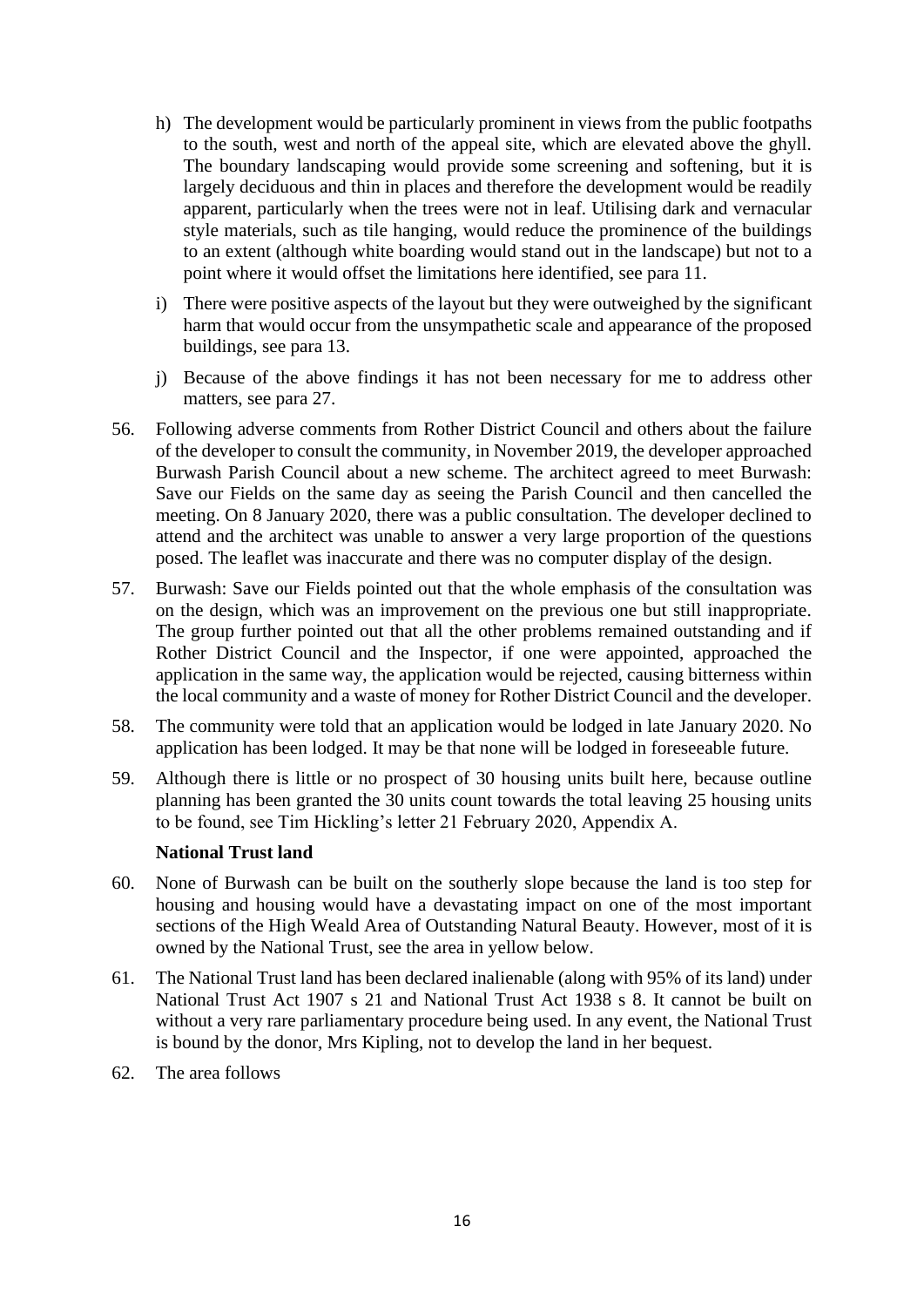h) The development would be particularly prominent in views from the public footpaths to the south, west and north of the appeal site, which are elevated above the ghyll. The boundary landscaping would provide some screening and softening, but it is largely deciduous and thin in places and therefore the development would be readily apparent, particularly when the trees were not in leaf. Utilising dark and vernacular style materials, such as tile hanging, would reduce the prominence of the buildings to an extent (although white boarding would stand out in the landscape) but not to a point where it would offset the limitations here identified, see para 11.

i) There were positive aspects of the layout but they were outweighed by the significant harm that would occur from the unsympathetic scale and appearance of the proposed buildings, see para 13.

j) Because of the above findings it has not been necessary for me to address other matters, see para 27.

56. Following adverse comments from Rother District Council and others about the failure of the developer to consult the community, in November 2019, the developer approached Burwash Parish Council about a new scheme. The architect agreed to meet Burwash: Save our Fields on the same day as seeing the Parish Council and then cancelled the meeting. On 8 January 2020, there was a public consultation. The developer declined to attend and the architect was unable to answer a very large proportion of the questions posed. The leaflet was inaccurate and there was no computer display of the design.

57. Burwash: Save our Fields pointed out that the whole emphasis of the consultation was on the design, which was an improvement on the previous one but still inappropriate. The group further pointed out that all the other problems remained outstanding and if Rother District Council and the Inspector, if one were appointed, approached the application in the same way, the application would be rejected, causing bitterness within the local community and a waste of money for Rother District Council and the developer.

58. The community were told that an application would be lodged in late January 2020. No application has been lodged. It may be that none will be lodged in foreseeable future.

59. Although there is little or no prospect of 30 housing units built here, because outline planning has been granted the 30 units count towards the total leaving 25 housing units to be found, see Tim Hickling's letter 21 February 2020, Appendix A.

**National Trust land**

60. None of Burwash can be built on the southerly slope because the land is too step for housing and housing would have a devastating impact on one of the most important sections of the High Weald Area of Outstanding Natural Beauty. However, most of it is owned by the National Trust, see the area in yellow below.

61. The National Trust land has been declared inalienable (along with 95% of its land) under National Trust Act 1907 s 21 and National Trust Act 1938 s 8. It cannot be built on without a very rare parliamentary procedure being used. In any event, the National Trust is bound by the donor, Mrs Kipling, not to develop the land in her bequest.

62. The area follows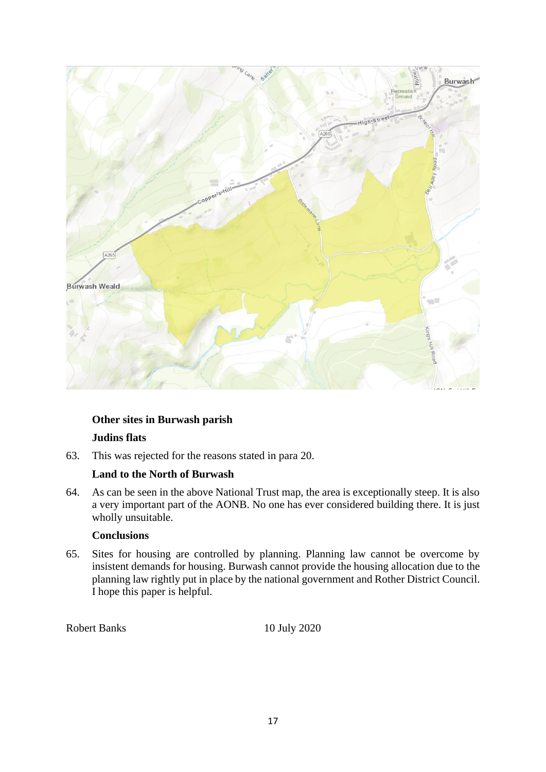### Other sites in Burwash parish

#### Judins flats

63. This was rejected for the reasons stated in para 20.

#### Land to the North of Burwash

64. As can be seen in the above National Trust map, the area is exceptionally steep. It is also a very important part of the AONB. No one has ever considered building there. It is just wholly unsuitable.

#### Conclusions

65. Sites for housing are controlled by planning. Planning law cannot be overcome by insistent demands for housing. Burwash cannot provide the housing allocation due to the planning law rightly put in place by the national government and Rother District Council. I hope this paper is helpful.

Robert Banks 10 July 2020